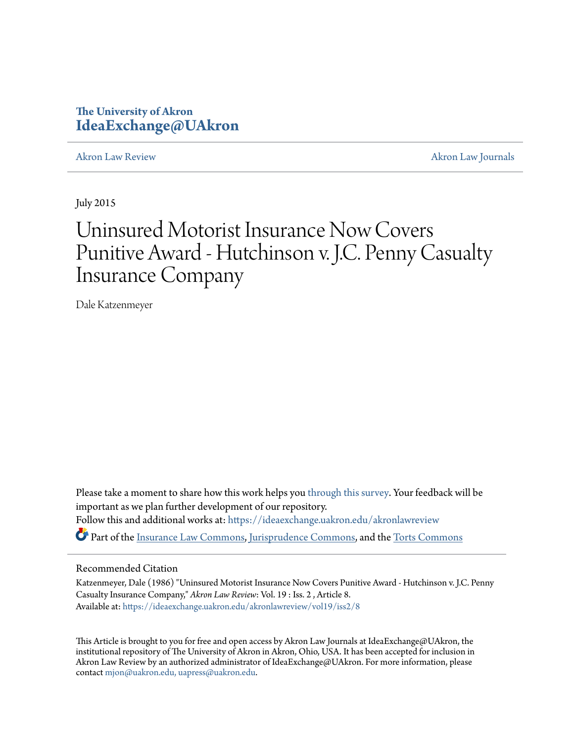The University of Akron
**IdeaExchange@UAkron**

Akron Law Review | Akron Law Journals
---|---

July 2015

# Uninsured Motorist Insurance Now Covers Punitive Award - Hutchinson v. J.C. Penny Casualty Insurance Company

Dale Katzenmeyer

Please take a moment to share how this work helps you through this survey. Your feedback will be important as we plan further development of our repository.

Follow this and additional works at: https://ideaexchange.uakron.edu/akronlawreview

Part of the Insurance Law Commons, Jurisprudence Commons, and the Torts Commons

## Recommended Citation

Katzenmeyer, Dale (1986) "Uninsured Motorist Insurance Now Covers Punitive Award - Hutchinson v. J.C. Penny Casualty Insurance Company," *Akron Law Review*: Vol. 19 : Iss. 2 , Article 8.
Available at: https://ideaexchange.uakron.edu/akronlawreview/vol19/iss2/8

This Article is brought to you for free and open access by Akron Law Journals at IdeaExchange@UAkron, the institutional repository of The University of Akron in Akron, Ohio, USA. It has been accepted for inclusion in Akron Law Review by an authorized administrator of IdeaExchange@UAkron. For more information, please contact mjon@uakron.edu, uapress@uakron.edu.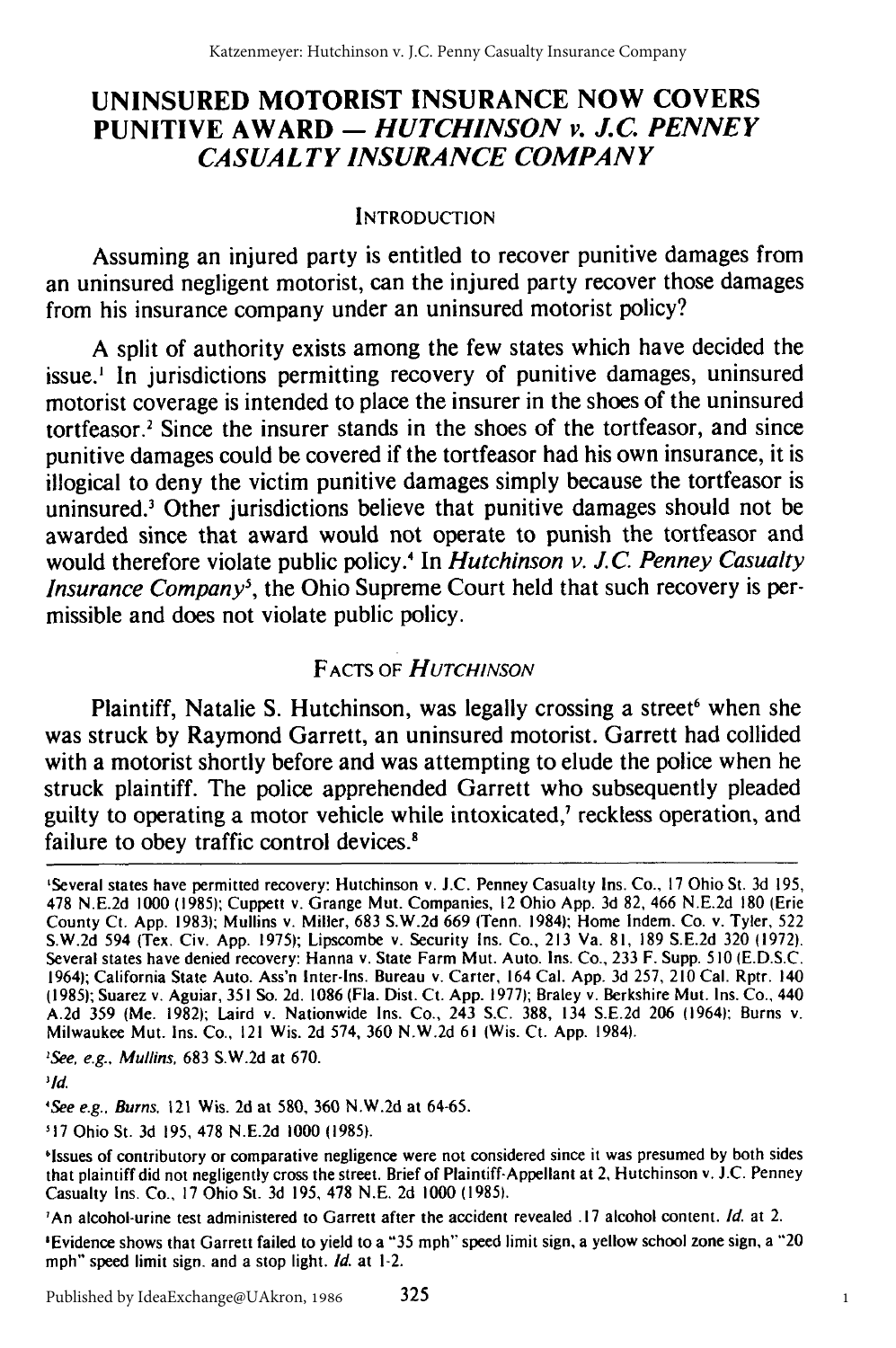# UNINSURED MOTORIST INSURANCE NOW COVERS PUNITIVE AWARD — *HUTCHINSON v. J.C. PENNEY CASUALTY INSURANCE COMPANY*

## INTRODUCTION

Assuming an injured party is entitled to recover punitive damages from an uninsured negligent motorist, can the injured party recover those damages from his insurance company under an uninsured motorist policy?

A split of authority exists among the few states which have decided the issue.[1] In jurisdictions permitting recovery of punitive damages, uninsured motorist coverage is intended to place the insurer in the shoes of the uninsured tortfeasor.[2] Since the insurer stands in the shoes of the tortfeasor, and since punitive damages could be covered if the tortfeasor had his own insurance, it is illogical to deny the victim punitive damages simply because the tortfeasor is uninsured.[3] Other jurisdictions believe that punitive damages should not be awarded since that award would not operate to punish the tortfeasor and would therefore violate public policy.[4] In *Hutchinson v. J.C. Penney Casualty Insurance Company*[5], the Ohio Supreme Court held that such recovery is permissible and does not violate public policy.

## FACTS OF *HUTCHINSON*

Plaintiff, Natalie S. Hutchinson, was legally crossing a street[6] when she was struck by Raymond Garrett, an uninsured motorist. Garrett had collided with a motorist shortly before and was attempting to elude the police when he struck plaintiff. The police apprehended Garrett who subsequently pleaded guilty to operating a motor vehicle while intoxicated,[7] reckless operation, and failure to obey traffic control devices.[8]

---

[1] Several states have permitted recovery: Hutchinson v. J.C. Penney Casualty Ins. Co., 17 Ohio St. 3d 195, 478 N.E.2d 1000 (1985); Cuppett v. Grange Mut. Companies, 12 Ohio App. 3d 82, 466 N.E.2d 180 (Erie County Ct. App. 1983); Mullins v. Miller, 683 S.W.2d 669 (Tenn. 1984); Home Indem. Co. v. Tyler, 522 S.W.2d 594 (Tex. Civ. App. 1975); Lipscombe v. Security Ins. Co., 213 Va. 81, 189 S.E.2d 320 (1972). Several states have denied recovery: Hanna v. State Farm Mut. Auto. Ins. Co., 233 F. Supp. 510 (E.D.S.C. 1964); California State Auto. Ass'n Inter-Ins. Bureau v. Carter, 164 Cal. App. 3d 257, 210 Cal. Rptr. 140 (1985); Suarez v. Aguiar, 351 So. 2d. 1086 (Fla. Dist. Ct. App. 1977); Braley v. Berkshire Mut. Ins. Co., 440 A.2d 359 (Me. 1982); Laird v. Nationwide Ins. Co., 243 S.C. 388, 134 S.E.2d 206 (1964); Burns v. Milwaukee Mut. Ins. Co., 121 Wis. 2d 574, 360 N.W.2d 61 (Wis. Ct. App. 1984).

[2] *See, e.g., Mullins*, 683 S.W.2d at 670.

[3] *Id.*

[4] *See e.g., Burns*, 121 Wis. 2d at 580, 360 N.W.2d at 64-65.

[5] 17 Ohio St. 3d 195, 478 N.E.2d 1000 (1985).

[6] Issues of contributory or comparative negligence were not considered since it was presumed by both sides that plaintiff did not negligently cross the street. Brief of Plaintiff-Appellant at 2, Hutchinson v. J.C. Penney Casualty Ins. Co., 17 Ohio St. 3d 195, 478 N.E. 2d 1000 (1985).

[7] An alcohol-urine test administered to Garrett after the accident revealed .17 alcohol content. *Id.* at 2.

[8] Evidence shows that Garrett failed to yield to a "35 mph" speed limit sign, a yellow school zone sign, a "20 mph" speed limit sign, and a stop light. *Id.* at 1-2.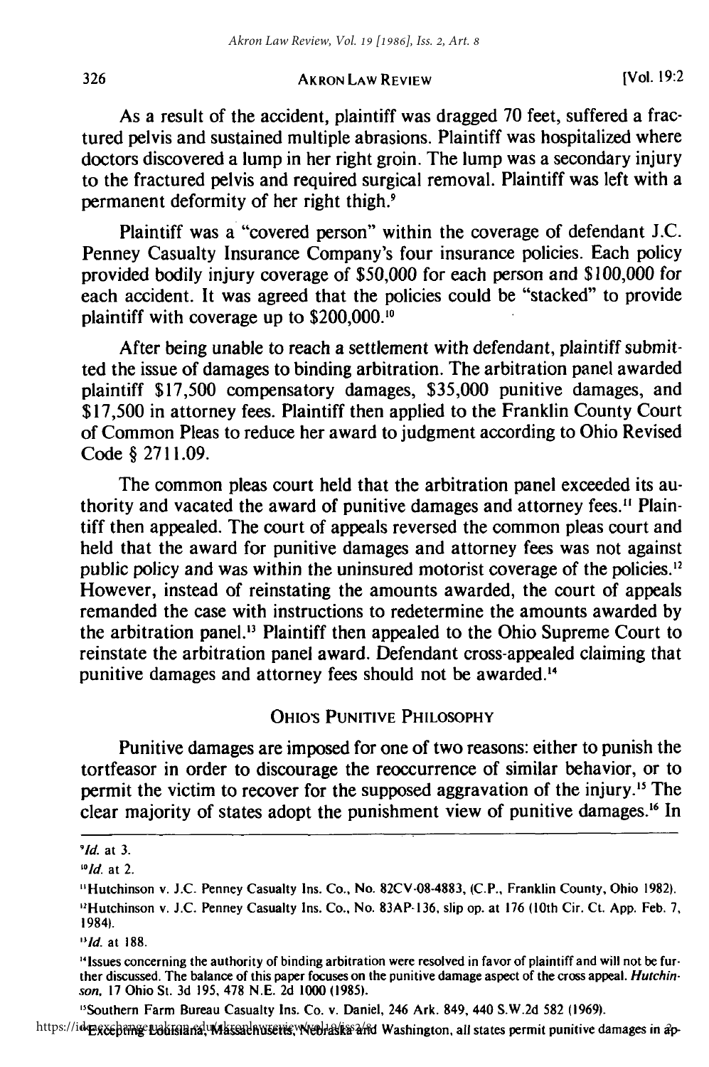As a result of the accident, plaintiff was dragged 70 feet, suffered a fractured pelvis and sustained multiple abrasions. Plaintiff was hospitalized where doctors discovered a lump in her right groin. The lump was a secondary injury to the fractured pelvis and required surgical removal. Plaintiff was left with a permanent deformity of her right thigh.[9]

Plaintiff was a "covered person" within the coverage of defendant J.C. Penney Casualty Insurance Company's four insurance policies. Each policy provided bodily injury coverage of $50,000 for each person and $100,000 for each accident. It was agreed that the policies could be "stacked" to provide plaintiff with coverage up to $200,000.[10]

After being unable to reach a settlement with defendant, plaintiff submitted the issue of damages to binding arbitration. The arbitration panel awarded plaintiff $17,500 compensatory damages, $35,000 punitive damages, and $17,500 in attorney fees. Plaintiff then applied to the Franklin County Court of Common Pleas to reduce her award to judgment according to Ohio Revised Code § 2711.09.

The common pleas court held that the arbitration panel exceeded its authority and vacated the award of punitive damages and attorney fees.[11] Plaintiff then appealed. The court of appeals reversed the common pleas court and held that the award for punitive damages and attorney fees was not against public policy and was within the uninsured motorist coverage of the policies.[12] However, instead of reinstating the amounts awarded, the court of appeals remanded the case with instructions to redetermine the amounts awarded by the arbitration panel.[13] Plaintiff then appealed to the Ohio Supreme Court to reinstate the arbitration panel award. Defendant cross-appealed claiming that punitive damages and attorney fees should not be awarded.[14]

## OHIO'S PUNITIVE PHILOSOPHY

Punitive damages are imposed for one of two reasons: either to punish the tortfeasor in order to discourage the reoccurrence of similar behavior, or to permit the victim to recover for the supposed aggravation of the injury.[15] The clear majority of states adopt the punishment view of punitive damages.[16] In

---

[9] *Id.* at 3.

[10] *Id.* at 2.

[11] Hutchinson v. J.C. Penney Casualty Ins. Co., No. 82CV-08-4883, (C.P., Franklin County, Ohio 1982).

[12] Hutchinson v. J.C. Penney Casualty Ins. Co., No. 83AP-136, slip op. at 176 (10th Cir. Ct. App. Feb. 7, 1984).

[13] *Id.* at 188.

[14] Issues concerning the authority of binding arbitration were resolved in favor of plaintiff and will not be further discussed. The balance of this paper focuses on the punitive damage aspect of the cross appeal. *Hutchinson*, 17 Ohio St. 3d 195, 478 N.E. 2d 1000 (1985).

[15] Southern Farm Bureau Casualty Ins. Co. v. Daniel, 246 Ark. 849, 440 S.W.2d 582 (1969).

[16] Excepting Louisiana, Massachusetts, Nebraska and Washington, all states permit punitive damages in ap-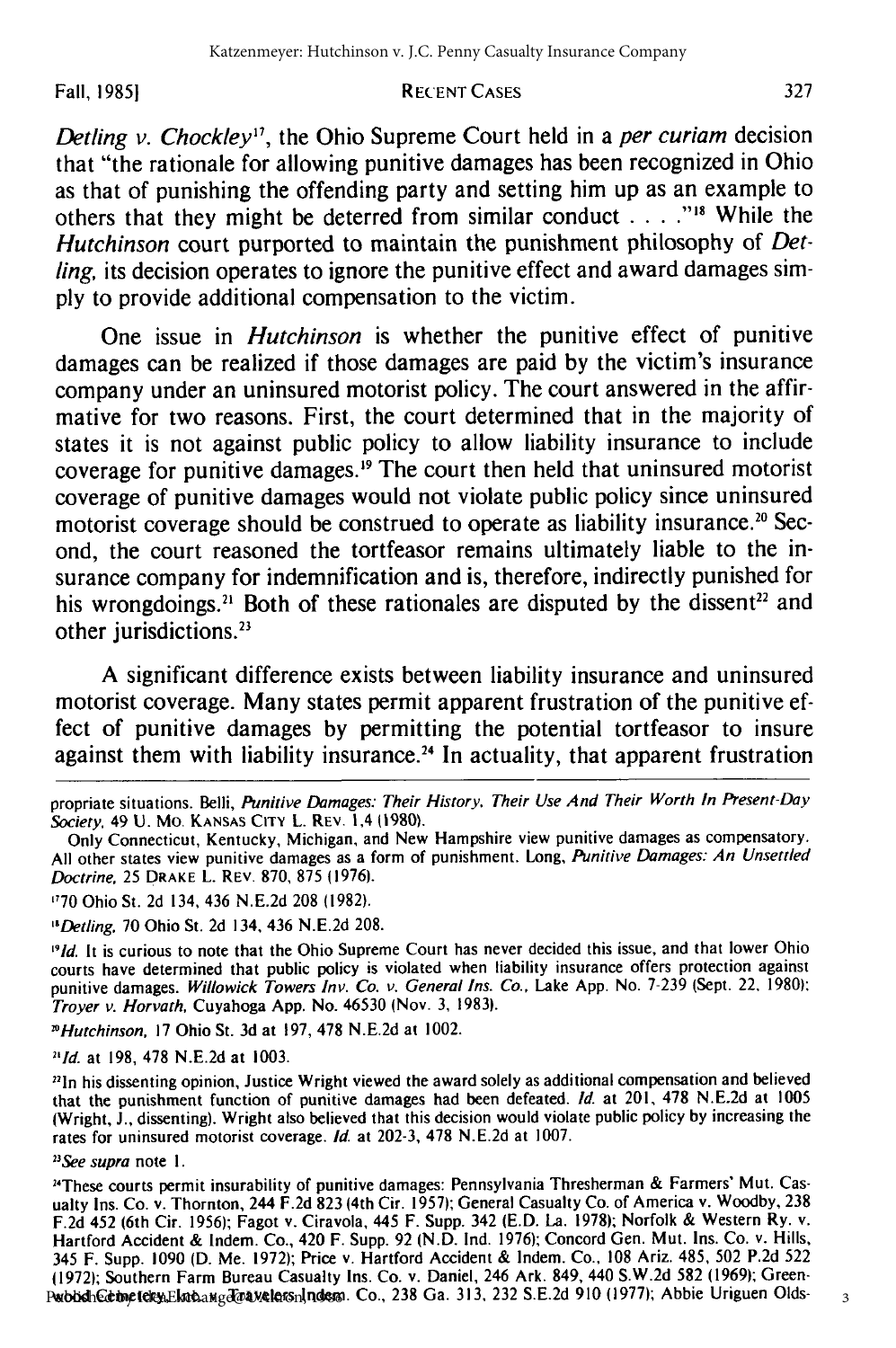*Detling v. Chockley*[17], the Ohio Supreme Court held in a *per curiam* decision that "the rationale for allowing punitive damages has been recognized in Ohio as that of punishing the offending party and setting him up as an example to others that they might be deterred from similar conduct . . . ."[18] While the *Hutchinson* court purported to maintain the punishment philosophy of *Detling*, its decision operates to ignore the punitive effect and award damages simply to provide additional compensation to the victim.

One issue in *Hutchinson* is whether the punitive effect of punitive damages can be realized if those damages are paid by the victim's insurance company under an uninsured motorist policy. The court answered in the affirmative for two reasons. First, the court determined that in the majority of states it is not against public policy to allow liability insurance to include coverage for punitive damages.[19] The court then held that uninsured motorist coverage of punitive damages would not violate public policy since uninsured motorist coverage should be construed to operate as liability insurance.[20] Second, the court reasoned the tortfeasor remains ultimately liable to the insurance company for indemnification and is, therefore, indirectly punished for his wrongdoings.[21] Both of these rationales are disputed by the dissent[22] and other jurisdictions.[23]

A significant difference exists between liability insurance and uninsured motorist coverage. Many states permit apparent frustration of the punitive effect of punitive damages by permitting the potential tortfeasor to insure against them with liability insurance.[24] In actuality, that apparent frustration

---

propriate situations. Belli, *Punitive Damages: Their History, Their Use And Their Worth In Present-Day Society*, 49 U. Mo. Kansas City L. Rev. 1,4 (1980).

Only Connecticut, Kentucky, Michigan, and New Hampshire view punitive damages as compensatory. All other states view punitive damages as a form of punishment. Long, *Punitive Damages: An Unsettled Doctrine*, 25 Drake L. Rev. 870, 875 (1976).

[17] 70 Ohio St. 2d 134, 436 N.E.2d 208 (1982).

[18] *Detling*, 70 Ohio St. 2d 134, 436 N.E.2d 208.

[19] *Id.* It is curious to note that the Ohio Supreme Court has never decided this issue, and that lower Ohio courts have determined that public policy is violated when liability insurance offers protection against punitive damages. *Willowick Towers Inv. Co. v. General Ins. Co.*, Lake App. No. 7-239 (Sept. 22, 1980); *Troyer v. Horvath*, Cuyahoga App. No. 46530 (Nov. 3, 1983).

[20] *Hutchinson*, 17 Ohio St. 3d at 197, 478 N.E.2d at 1002.

[21] *Id.* at 198, 478 N.E.2d at 1003.

[22] In his dissenting opinion, Justice Wright viewed the award solely as additional compensation and believed that the punishment function of punitive damages had been defeated. *Id.* at 201, 478 N.E.2d at 1005 (Wright, J., dissenting). Wright also believed that this decision would violate public policy by increasing the rates for uninsured motorist coverage. *Id.* at 202-3, 478 N.E.2d at 1007.

[23] *See supra* note 1.

[24] These courts permit insurability of punitive damages: Pennsylvania Thresherman & Farmers' Mut. Casualty Ins. Co. v. Thornton, 244 F.2d 823 (4th Cir. 1957); General Casualty Co. of America v. Woodby, 238 F.2d 452 (6th Cir. 1956); Fagot v. Ciravola, 445 F. Supp. 342 (E.D. La. 1978); Norfolk & Western Ry. v. Hartford Accident & Indem. Co., 420 F. Supp. 92 (N.D. Ind. 1976); Concord Gen. Mut. Ins. Co. v. Hills, 345 F. Supp. 1090 (D. Me. 1972); Price v. Hartford Accident & Indem. Co., 108 Ariz. 485, 502 P.2d 522 (1972); Southern Farm Bureau Casualty Ins. Co. v. Daniel, 246 Ark. 849, 440 S.W.2d 582 (1969); Greenwood Cemetery, Inc. v. Travelers Indem. Co., 238 Ga. 313, 232 S.E.2d 910 (1977); Abbie Uriguen Olds-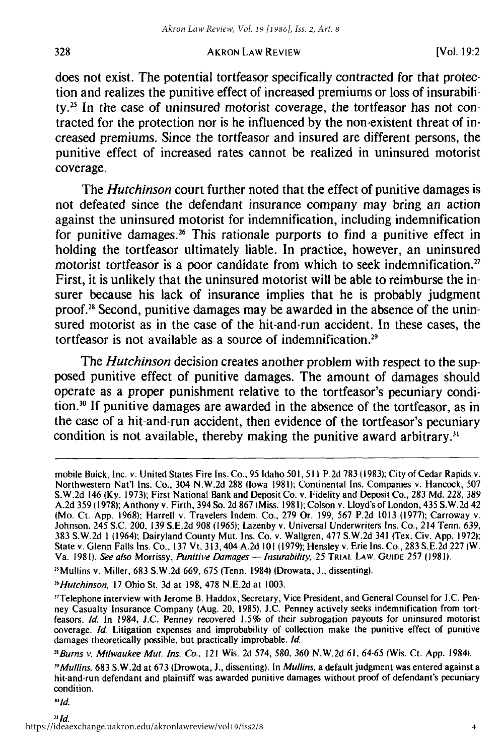does not exist. The potential tortfeasor specifically contracted for that protection and realizes the punitive effect of increased premiums or loss of insurability.[25] In the case of uninsured motorist coverage, the tortfeasor has not contracted for the protection nor is he influenced by the non-existent threat of increased premiums. Since the tortfeasor and insured are different persons, the punitive effect of increased rates cannot be realized in uninsured motorist coverage.

The *Hutchinson* court further noted that the effect of punitive damages is not defeated since the defendant insurance company may bring an action against the uninsured motorist for indemnification, including indemnification for punitive damages.[26] This rationale purports to find a punitive effect in holding the tortfeasor ultimately liable. In practice, however, an uninsured motorist tortfeasor is a poor candidate from which to seek indemnification.[27] First, it is unlikely that the uninsured motorist will be able to reimburse the insurer because his lack of insurance implies that he is probably judgment proof.[28] Second, punitive damages may be awarded in the absence of the uninsured motorist as in the case of the hit-and-run accident. In these cases, the tortfeasor is not available as a source of indemnification.[29]

The *Hutchinson* decision creates another problem with respect to the supposed punitive effect of punitive damages. The amount of damages should operate as a proper punishment relative to the tortfeasor's pecuniary condition.[30] If punitive damages are awarded in the absence of the tortfeasor, as in the case of a hit-and-run accident, then evidence of the tortfeasor's pecuniary condition is not available, thereby making the punitive award arbitrary.[31]

---

mobile Buick, Inc. v. United States Fire Ins. Co., 95 Idaho 501, 511 P.2d 783 (1983); City of Cedar Rapids v. Northwestern Nat'l Ins. Co., 304 N.W.2d 288 (Iowa 1981); Continental Ins. Companies v. Hancock, 507 S.W.2d 146 (Ky. 1973); First National Bank and Deposit Co. v. Fidelity and Deposit Co., 283 Md. 228, 389 A.2d 359 (1978); Anthony v. Firth, 394 So. 2d 867 (Miss. 1981); Colson v. Lloyd's of London, 435 S.W.2d 42 (Mo. Ct. App. 1968); Harrell v. Travelers Indem. Co., 279 Or. 199, 567 P.2d 1013 (1977); Carroway v. Johnson, 245 S.C. 200, 139 S.E.2d 908 (1965); Lazenby v. Universal Underwriters Ins. Co., 214 Tenn. 639, 383 S.W.2d 1 (1964); Dairyland County Mut. Ins. Co. v. Wallgren, 477 S.W.2d 341 (Tex. Civ. App. 1972); State v. Glenn Falls Ins. Co., 137 Vt. 313, 404 A.2d 101 (1979); Hensley v. Erie Ins. Co., 283 S.E.2d 227 (W. Va. 1981). *See also* Morrissy, *Punitive Damages — Insurability*, 25 TRIAL LAW. GUIDE 257 (1981).

[25] Mullins v. Miller, 683 S.W.2d 669, 675 (Tenn. 1984) (Drowata, J., dissenting).

[26] *Hutchinson*, 17 Ohio St. 3d at 198, 478 N.E.2d at 1003.

[27] Telephone interview with Jerome B. Haddox, Secretary, Vice President, and General Counsel for J.C. Penney Casualty Insurance Company (Aug. 20, 1985). J.C. Penney actively seeks indemnification from tortfeasors. *Id.* In 1984, J.C. Penney recovered 1.5% of their subrogation payouts for uninsured motorist coverage. *Id.* Litigation expenses and improbability of collection make the punitive effect of punitive damages theoretically possible, but practically improbable. *Id.*

[28] *Burns v. Milwaukee Mut. Ins. Co.*, 121 Wis. 2d 574, 580, 360 N.W.2d 61, 64-65 (Wis. Ct. App. 1984).

[29] *Mullins*, 683 S.W.2d at 673 (Drowota, J., dissenting). In *Mullins*, a default judgment was entered against a hit-and-run defendant and plaintiff was awarded punitive damages without proof of defendant's pecuniary condition.

[30] *Id.*

[31] *Id.*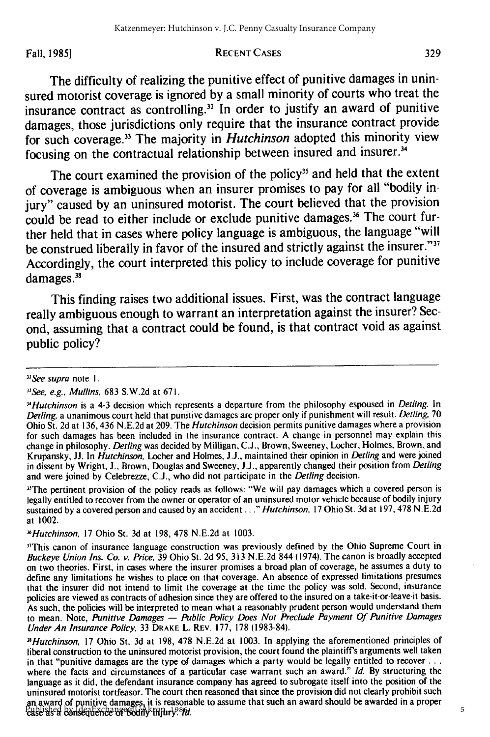The difficulty of realizing the punitive effect of punitive damages in uninsured motorist coverage is ignored by a small minority of courts who treat the insurance contract as controlling.[32] In order to justify an award of punitive damages, those jurisdictions only require that the insurance contract provide for such coverage.[33] The majority in *Hutchinson* adopted this minority view focusing on the contractual relationship between insured and insurer.[34]

The court examined the provision of the policy[35] and held that the extent of coverage is ambiguous when an insurer promises to pay for all "bodily injury" caused by an uninsured motorist. The court believed that the provision could be read to either include or exclude punitive damages.[36] The court further held that in cases where policy language is ambiguous, the language "will be construed liberally in favor of the insured and strictly against the insurer."[37] Accordingly, the court interpreted this policy to include coverage for punitive damages.[38]

This finding raises two additional issues. First, was the contract language really ambiguous enough to warrant an interpretation against the insurer? Second, assuming that a contract could be found, is that contract void as against public policy?

---

[32]*See supra* note 1.

[33]*See, e.g., Mullins*, 683 S.W.2d at 671.

[34]*Hutchinson* is a 4-3 decision which represents a departure from the philosophy espoused in *Detling*. In *Detling*, a unanimous court held that punitive damages are proper only if punishment will result. *Detling*, 70 Ohio St. 2d at 136, 436 N.E.2d at 209. The *Hutchinson* decision permits punitive damages where a provision for such damages has been included in the insurance contract. A change in personnel may explain this change in philosophy. *Detling* was decided by Milligan, C.J., Brown, Sweeney, Locher, Holmes, Brown, and Krupansky, JJ. In *Hutchinson*, Locher and Holmes, J.J., maintained their opinion in *Detling* and were joined in dissent by Wright, J., Brown, Douglas and Sweeney, J.J., apparently changed their position from *Detling* and were joined by Celebrezze, C.J., who did not participate in the *Detling* decision.

[35]The pertinent provision of the policy reads as follows: "We will pay damages which a covered person is legally entitled to recover from the owner or operator of an uninsured motor vehicle because of bodily injury sustained by a covered person and caused by an accident . . ." *Hutchinson*, 17 Ohio St. 3d at 197, 478 N.E.2d at 1002.

[36]*Hutchinson*, 17 Ohio St. 3d at 198, 478 N.E.2d at 1003.

[37]This canon of insurance language construction was previously defined by the Ohio Supreme Court in *Buckeye Union Ins. Co. v. Price*, 39 Ohio St. 2d 95, 313 N.E.2d 844 (1974). The canon is broadly accepted on two theories. First, in cases where the insurer promises a broad plan of coverage, he assumes a duty to define any limitations he wishes to place on that coverage. An absence of expressed limitations presumes that the insurer did not intend to limit the coverage at the time the policy was sold. Second, insurance policies are viewed as contracts of adhesion since they are offered to the insured on a take-it-or-leave-it basis. As such, the policies will be interpreted to mean what a reasonably prudent person would understand them to mean. Note, *Punitive Damages — Public Policy Does Not Preclude Payment Of Punitive Damages Under An Insurance Policy*, 33 DRAKE L. REV. 177, 178 (1983-84).

[38]*Hutchinson*, 17 Ohio St. 3d at 198, 478 N.E.2d at 1003. In applying the aforementioned principles of liberal construction to the uninsured motorist provision, the court found the plaintiff's arguments well taken in that "punitive damages are the type of damages which a party would be legally entitled to recover . . . where the facts and circumstances of a particular case warrant such an award." *Id.* By structuring the language as it did, the defendant insurance company has agreed to subrogate itself into the position of the uninsured motorist tortfeasor. The court then reasoned that since the provision did not clearly prohibit such an award of punitive damages, it is reasonable to assume that such an award should be awarded in a proper case as a consequence of bodily injury." *Id.*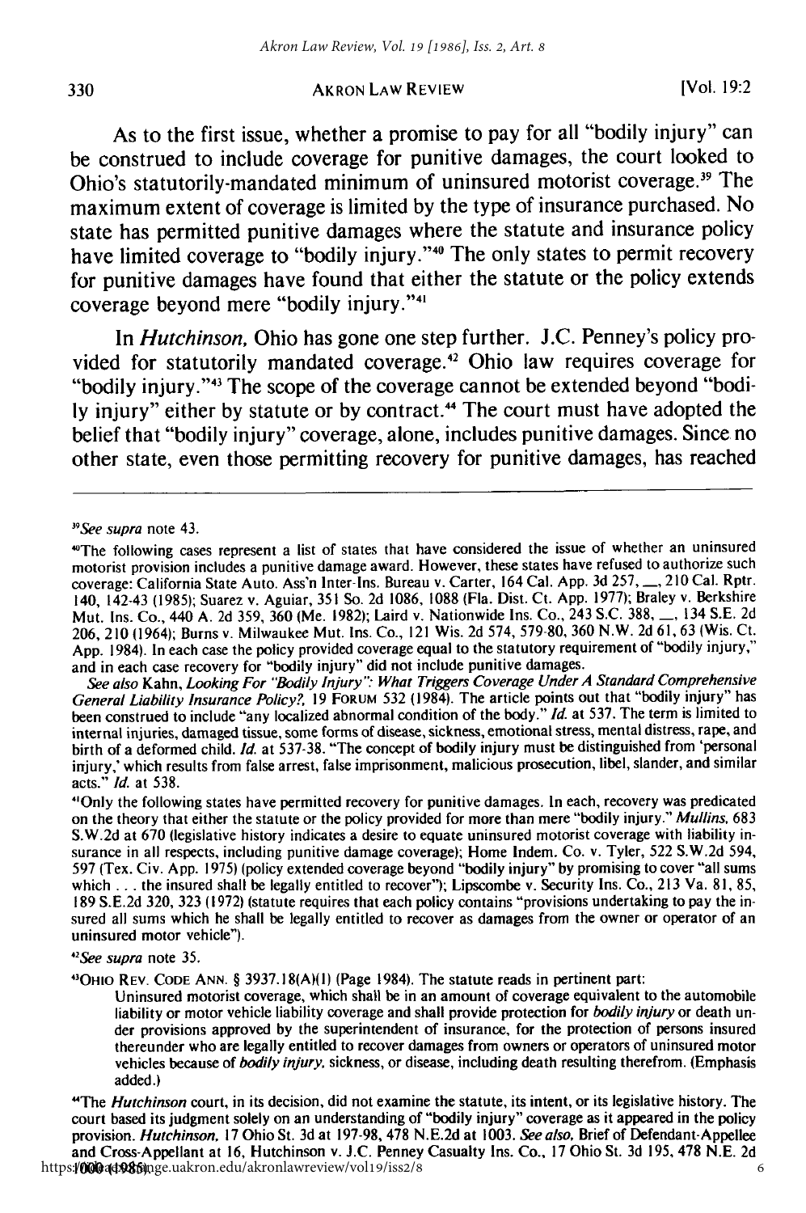As to the first issue, whether a promise to pay for all "bodily injury" can be construed to include coverage for punitive damages, the court looked to Ohio's statutorily-mandated minimum of uninsured motorist coverage.[39] The maximum extent of coverage is limited by the type of insurance purchased. No state has permitted punitive damages where the statute and insurance policy have limited coverage to "bodily injury."[40] The only states to permit recovery for punitive damages have found that either the statute or the policy extends coverage beyond mere "bodily injury."[41]

In *Hutchinson*, Ohio has gone one step further. J.C. Penney's policy provided for statutorily mandated coverage.[42] Ohio law requires coverage for "bodily injury."[43] The scope of the coverage cannot be extended beyond "bodily injury" either by statute or by contract.[44] The court must have adopted the belief that "bodily injury" coverage, alone, includes punitive damages. Since no other state, even those permitting recovery for punitive damages, has reached

---

[39]*See supra* note 43.

[40]The following cases represent a list of states that have considered the issue of whether an uninsured motorist provision includes a punitive damage award. However, these states have refused to authorize such coverage: California State Auto. Ass'n Inter-Ins. Bureau v. Carter, 164 Cal. App. 3d 257, ___, 210 Cal. Rptr. 140, 142-43 (1985); Suarez v. Aguiar, 351 So. 2d 1086, 1088 (Fla. Dist. Ct. App. 1977); Braley v. Berkshire Mut. Ins. Co., 440 A. 2d 359, 360 (Me. 1982); Laird v. Nationwide Ins. Co., 243 S.C. 388, ___, 134 S.E. 2d 206, 210 (1964); Burns v. Milwaukee Mut. Ins. Co., 121 Wis. 2d 574, 579-80, 360 N.W. 2d 61, 63 (Wis. Ct. App. 1984). In each case the policy provided coverage equal to the statutory requirement of "bodily injury," and in each case recovery for "bodily injury" did not include punitive damages.

*See also* Kahn, *Looking For "Bodily Injury": What Triggers Coverage Under A Standard Comprehensive General Liability Insurance Policy?*, 19 FORUM 532 (1984). The article points out that "bodily injury" has been construed to include "any localized abnormal condition of the body." *Id.* at 537. The term is limited to internal injuries, damaged tissue, some forms of disease, sickness, emotional stress, mental distress, rape, and birth of a deformed child. *Id.* at 537-38. "The concept of bodily injury must be distinguished from 'personal injury,' which results from false arrest, false imprisonment, malicious prosecution, libel, slander, and similar acts." *Id.* at 538.

[41]Only the following states have permitted recovery for punitive damages. In each, recovery was predicated on the theory that either the statute or the policy provided for more than mere "bodily injury." *Mullins*, 683 S.W.2d at 670 (legislative history indicates a desire to equate uninsured motorist coverage with liability insurance in all respects, including punitive damage coverage); Home Indem. Co. v. Tyler, 522 S.W.2d 594, 597 (Tex. Civ. App. 1975) (policy extended coverage beyond "bodily injury" by promising to cover "all sums which . . . the insured shall be legally entitled to recover"); Lipscombe v. Security Ins. Co., 213 Va. 81, 85, 189 S.E.2d 320, 323 (1972) (statute requires that each policy contains "provisions undertaking to pay the insured all sums which he shall be legally entitled to recover as damages from the owner or operator of an uninsured motor vehicle").

[42]*See supra* note 35.

[43]OHIO REV. CODE ANN. § 3937.18(A)(1) (Page 1984). The statute reads in pertinent part:

> Uninsured motorist coverage, which shall be in an amount of coverage equivalent to the automobile liability or motor vehicle liability coverage and shall provide protection for *bodily injury* or death under provisions approved by the superintendent of insurance, for the protection of persons insured thereunder who are legally entitled to recover damages from owners or operators of uninsured motor vehicles because of *bodily injury*, sickness, or disease, including death resulting therefrom. (Emphasis added.)

[44]The *Hutchinson* court, in its decision, did not examine the statute, its intent, or its legislative history. The court based its judgment solely on an understanding of "bodily injury" coverage as it appeared in the policy provision. *Hutchinson*, 17 Ohio St. 3d at 197-98, 478 N.E.2d at 1003. *See also*, Brief of Defendant-Appellee and Cross-Appellant at 16, Hutchinson v. J.C. Penney Casualty Ins. Co., 17 Ohio St. 3d 195, 478 N.E. 2d 1000 (1985).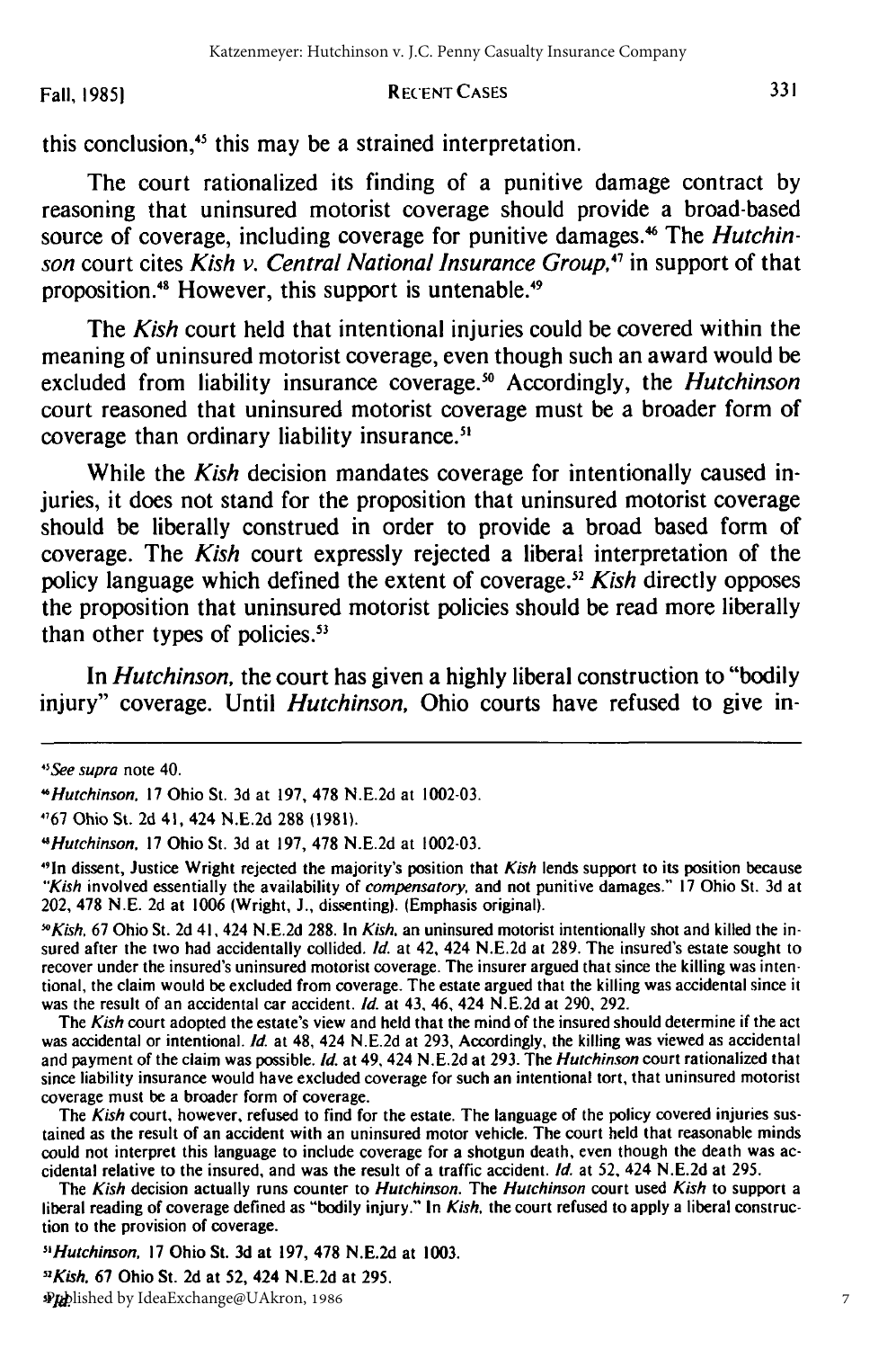this conclusion,[45] this may be a strained interpretation.

The court rationalized its finding of a punitive damage contract by reasoning that uninsured motorist coverage should provide a broad-based source of coverage, including coverage for punitive damages.[46] The *Hutchinson* court cites *Kish v. Central National Insurance Group,*[47] in support of that proposition.[48] However, this support is untenable.[49]

The *Kish* court held that intentional injuries could be covered within the meaning of uninsured motorist coverage, even though such an award would be excluded from liability insurance coverage.[50] Accordingly, the *Hutchinson* court reasoned that uninsured motorist coverage must be a broader form of coverage than ordinary liability insurance.[51]

While the *Kish* decision mandates coverage for intentionally caused injuries, it does not stand for the proposition that uninsured motorist coverage should be liberally construed in order to provide a broad based form of coverage. The *Kish* court expressly rejected a liberal interpretation of the policy language which defined the extent of coverage.[52] *Kish* directly opposes the proposition that uninsured motorist policies should be read more liberally than other types of policies.[53]

In *Hutchinson,* the court has given a highly liberal construction to "bodily injury" coverage. Until *Hutchinson,* Ohio courts have refused to give in-

---

[45] *See supra* note 40.

[46] *Hutchinson,* 17 Ohio St. 3d at 197, 478 N.E.2d at 1002-03.

[47] 67 Ohio St. 2d 41, 424 N.E.2d 288 (1981).

[48] *Hutchinson,* 17 Ohio St. 3d at 197, 478 N.E.2d at 1002-03.

[49] In dissent, Justice Wright rejected the majority's position that *Kish* lends support to its position because "*Kish* involved essentially the availability of *compensatory,* and not punitive damages." 17 Ohio St. 3d at 202, 478 N.E. 2d at 1006 (Wright, J., dissenting). (Emphasis original).

[50] *Kish,* 67 Ohio St. 2d 41, 424 N.E.2d 288. In *Kish,* an uninsured motorist intentionally shot and killed the insured after the two had accidentally collided. *Id.* at 42, 424 N.E.2d at 289. The insured's estate sought to recover under the insured's uninsured motorist coverage. The insurer argued that since the killing was intentional, the claim would be excluded from coverage. The estate argued that the killing was accidental since it was the result of an accidental car accident. *Id.* at 43, 46, 424 N.E.2d at 290, 292.

The *Kish* court adopted the estate's view and held that the mind of the insured should determine if the act was accidental or intentional. *Id.* at 48, 424 N.E.2d at 293. Accordingly, the killing was viewed as accidental and payment of the claim was possible. *Id.* at 49, 424 N.E.2d at 293. The *Hutchinson* court rationalized that since liability insurance would have excluded coverage for such an intentional tort, that uninsured motorist coverage must be a broader form of coverage.

The *Kish* court, however, refused to find for the estate. The language of the policy covered injuries sustained as the result of an accident with an uninsured motor vehicle. The court held that reasonable minds could not interpret this language to include coverage for a shotgun death, even though the death was accidental relative to the insured, and was the result of a traffic accident. *Id.* at 52, 424 N.E.2d at 295.

The *Kish* decision actually runs counter to *Hutchinson.* The *Hutchinson* court used *Kish* to support a liberal reading of coverage defined as "bodily injury." In *Kish,* the court refused to apply a liberal construction to the provision of coverage.

[51] *Hutchinson,* 17 Ohio St. 3d at 197, 478 N.E.2d at 1003.

[52] *Kish,* 67 Ohio St. 2d at 52, 424 N.E.2d at 295.

[53] *Id.*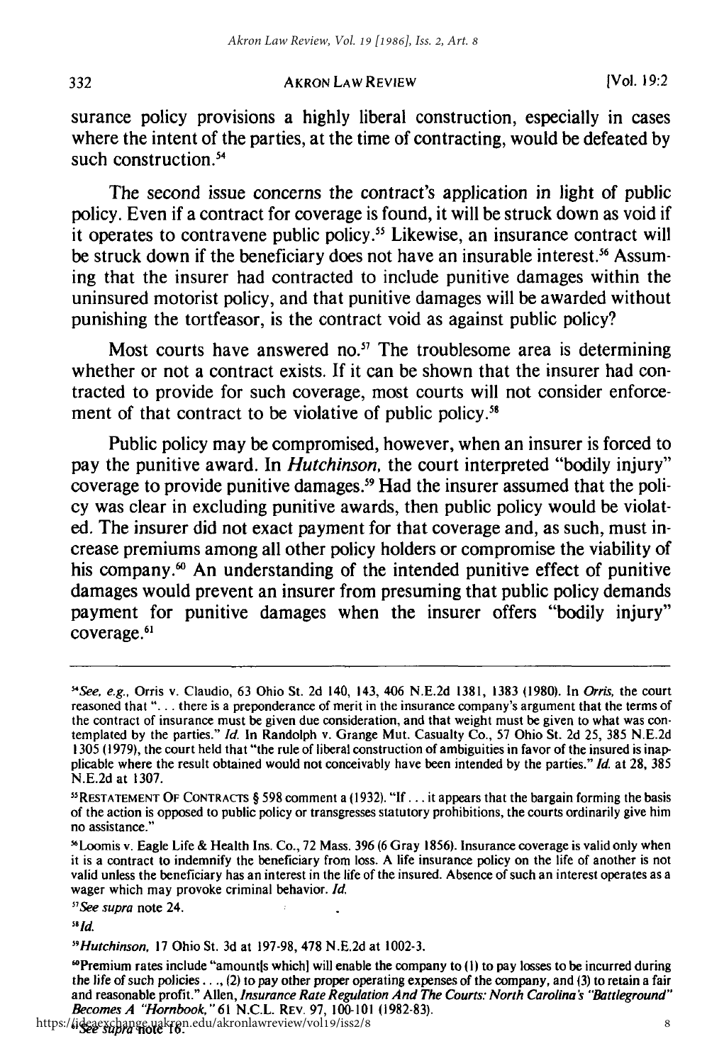surance policy provisions a highly liberal construction, especially in cases where the intent of the parties, at the time of contracting, would be defeated by such construction.[54]

The second issue concerns the contract's application in light of public policy. Even if a contract for coverage is found, it will be struck down as void if it operates to contravene public policy.[55] Likewise, an insurance contract will be struck down if the beneficiary does not have an insurable interest.[56] Assuming that the insurer had contracted to include punitive damages within the uninsured motorist policy, and that punitive damages will be awarded without punishing the tortfeasor, is the contract void as against public policy?

Most courts have answered no.[57] The troublesome area is determining whether or not a contract exists. If it can be shown that the insurer had contracted to provide for such coverage, most courts will not consider enforcement of that contract to be violative of public policy.[58]

Public policy may be compromised, however, when an insurer is forced to pay the punitive award. In *Hutchinson*, the court interpreted "bodily injury" coverage to provide punitive damages.[59] Had the insurer assumed that the policy was clear in excluding punitive awards, then public policy would be violated. The insurer did not exact payment for that coverage and, as such, must increase premiums among all other policy holders or compromise the viability of his company.[60] An understanding of the intended punitive effect of punitive damages would prevent an insurer from presuming that public policy demands payment for punitive damages when the insurer offers "bodily injury" coverage.[61]

---

[54] *See, e.g.*, Orris v. Claudio, 63 Ohio St. 2d 140, 143, 406 N.E.2d 1381, 1383 (1980). In *Orris*, the court reasoned that ". . . there is a preponderance of merit in the insurance company's argument that the terms of the contract of insurance must be given due consideration, and that weight must be given to what was contemplated by the parties." *Id.* In Randolph v. Grange Mut. Casualty Co., 57 Ohio St. 2d 25, 385 N.E.2d 1305 (1979), the court held that "the rule of liberal construction of ambiguities in favor of the insured is inapplicable where the result obtained would not conceivably have been intended by the parties." *Id.* at 28, 385 N.E.2d at 1307.

[55] RESTATEMENT OF CONTRACTS § 598 comment a (1932). "If . . . it appears that the bargain forming the basis of the action is opposed to public policy or transgresses statutory prohibitions, the courts ordinarily give him no assistance."

[56] Loomis v. Eagle Life & Health Ins. Co., 72 Mass. 396 (6 Gray 1856). Insurance coverage is valid only when it is a contract to indemnify the beneficiary from loss. A life insurance policy on the life of another is not valid unless the beneficiary has an interest in the life of the insured. Absence of such an interest operates as a wager which may provoke criminal behavior. *Id.*

[57] *See supra* note 24.

[58] *Id.*

[59] *Hutchinson*, 17 Ohio St. 3d at 197-98, 478 N.E.2d at 1002-3.

[60] Premium rates include "amount[s which] will enable the company to (1) to pay losses to be incurred during the life of such policies . . ., (2) to pay other proper operating expenses of the company, and (3) to retain a fair and reasonable profit." Allen, *Insurance Rate Regulation And The Courts: North Carolina's "Battleground" Becomes A "Hornbook,"* 61 N.C.L. REV. 97, 100-101 (1982-83).

[61] *See supra* note 16.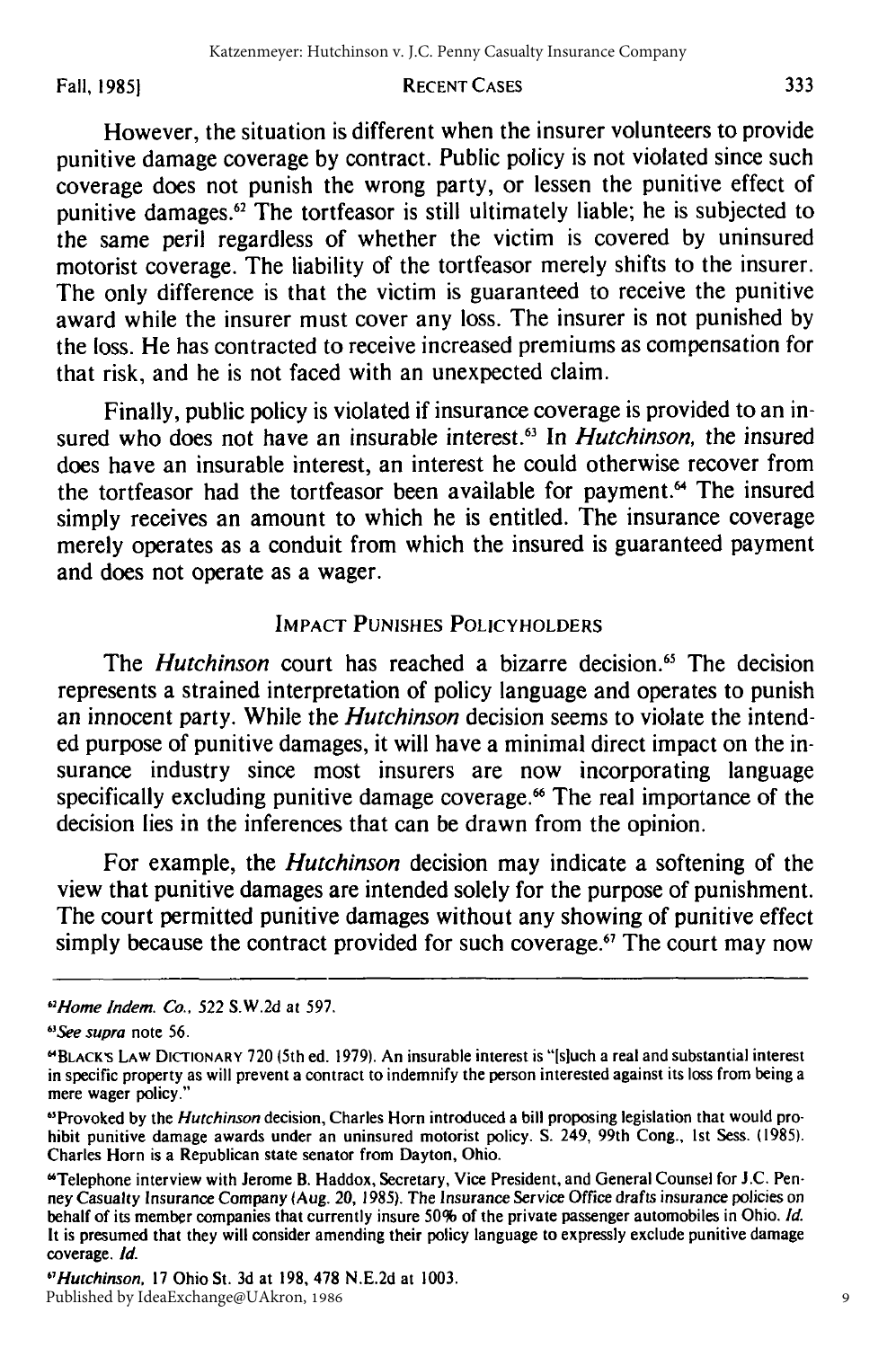However, the situation is different when the insurer volunteers to provide punitive damage coverage by contract. Public policy is not violated since such coverage does not punish the wrong party, or lessen the punitive effect of punitive damages.[62] The tortfeasor is still ultimately liable; he is subjected to the same peril regardless of whether the victim is covered by uninsured motorist coverage. The liability of the tortfeasor merely shifts to the insurer. The only difference is that the victim is guaranteed to receive the punitive award while the insurer must cover any loss. The insurer is not punished by the loss. He has contracted to receive increased premiums as compensation for that risk, and he is not faced with an unexpected claim.

Finally, public policy is violated if insurance coverage is provided to an insured who does not have an insurable interest.[63] In *Hutchinson,* the insured does have an insurable interest, an interest he could otherwise recover from the tortfeasor had the tortfeasor been available for payment.[64] The insured simply receives an amount to which he is entitled. The insurance coverage merely operates as a conduit from which the insured is guaranteed payment and does not operate as a wager.

## IMPACT PUNISHES POLICYHOLDERS

The *Hutchinson* court has reached a bizarre decision.[65] The decision represents a strained interpretation of policy language and operates to punish an innocent party. While the *Hutchinson* decision seems to violate the intended purpose of punitive damages, it will have a minimal direct impact on the insurance industry since most insurers are now incorporating language specifically excluding punitive damage coverage.[66] The real importance of the decision lies in the inferences that can be drawn from the opinion.

For example, the *Hutchinson* decision may indicate a softening of the view that punitive damages are intended solely for the purpose of punishment. The court permitted punitive damages without any showing of punitive effect simply because the contract provided for such coverage.[67] The court may now

---

[62] *Home Indem. Co.,* 522 S.W.2d at 597.

[63] *See supra* note 56.

[64] BLACK'S LAW DICTIONARY 720 (5th ed. 1979). An insurable interest is "[s]uch a real and substantial interest in specific property as will prevent a contract to indemnify the person interested against its loss from being a mere wager policy."

[65] Provoked by the *Hutchinson* decision, Charles Horn introduced a bill proposing legislation that would prohibit punitive damage awards under an uninsured motorist policy. S. 249, 99th Cong., 1st Sess. (1985). Charles Horn is a Republican state senator from Dayton, Ohio.

[66] Telephone interview with Jerome B. Haddox, Secretary, Vice President, and General Counsel for J.C. Penney Casualty Insurance Company (Aug. 20, 1985). The Insurance Service Office drafts insurance policies on behalf of its member companies that currently insure 50% of the private passenger automobiles in Ohio. *Id.* It is presumed that they will consider amending their policy language to expressly exclude punitive damage coverage. *Id.*

[67] *Hutchinson,* 17 Ohio St. 3d at 198, 478 N.E.2d at 1003.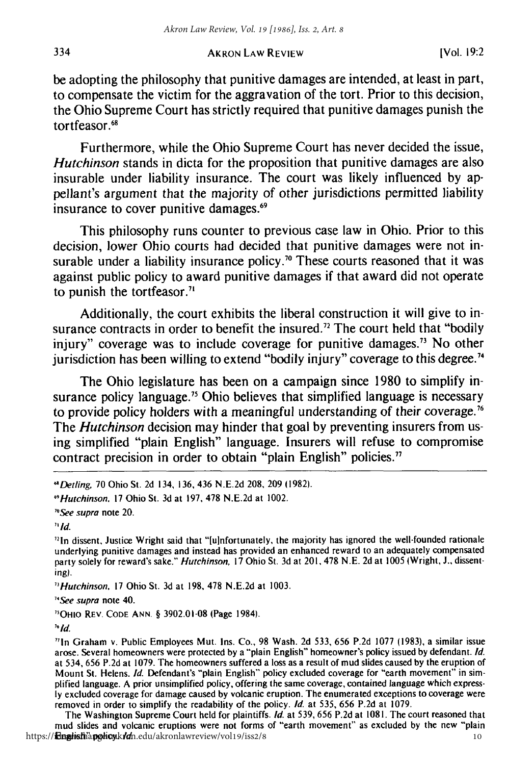be adopting the philosophy that punitive damages are intended, at least in part, to compensate the victim for the aggravation of the tort. Prior to this decision, the Ohio Supreme Court has strictly required that punitive damages punish the tortfeasor.[68]

Furthermore, while the Ohio Supreme Court has never decided the issue, *Hutchinson* stands in dicta for the proposition that punitive damages are also insurable under liability insurance. The court was likely influenced by appellant's argument that the majority of other jurisdictions permitted liability insurance to cover punitive damages.[69]

This philosophy runs counter to previous case law in Ohio. Prior to this decision, lower Ohio courts had decided that punitive damages were not insurable under a liability insurance policy.[70] These courts reasoned that it was against public policy to award punitive damages if that award did not operate to punish the tortfeasor.[71]

Additionally, the court exhibits the liberal construction it will give to insurance contracts in order to benefit the insured.[72] The court held that "bodily injury" coverage was to include coverage for punitive damages.[73] No other jurisdiction has been willing to extend "bodily injury" coverage to this degree.[74]

The Ohio legislature has been on a campaign since 1980 to simplify insurance policy language.[75] Ohio believes that simplified language is necessary to provide policy holders with a meaningful understanding of their coverage.[76] The *Hutchinson* decision may hinder that goal by preventing insurers from using simplified "plain English" language. Insurers will refuse to compromise contract precision in order to obtain "plain English" policies.[77]

---

[68] *Detling*, 70 Ohio St. 2d 134, 136, 436 N.E.2d 208, 209 (1982).

[69] *Hutchinson*, 17 Ohio St. 3d at 197, 478 N.E.2d at 1002.

[70] *See supra* note 20.

[71] *Id.*

[72] In dissent, Justice Wright said that "[u]nfortunately, the majority has ignored the well-founded rationale underlying punitive damages and instead has provided an enhanced reward to an adequately compensated party solely for reward's sake." *Hutchinson*, 17 Ohio St. 3d at 201, 478 N.E. 2d at 1005 (Wright, J., dissenting).

[73] *Hutchinson*, 17 Ohio St. 3d at 198, 478 N.E.2d at 1003.

[74] *See supra* note 40.

[75] OHIO REV. CODE ANN. § 3902.01-08 (Page 1984).

[76] *Id.*

[77] In Graham v. Public Employees Mut. Ins. Co., 98 Wash. 2d 533, 656 P.2d 1077 (1983), a similar issue arose. Several homeowners were protected by a "plain English" homeowner's policy issued by defendant. *Id.* at 534, 656 P.2d at 1079. The homeowners suffered a loss as a result of mud slides caused by the eruption of Mount St. Helens. *Id.* Defendant's "plain English" policy excluded coverage for "earth movement" in simplified language. A prior unsimplified policy, offering the same coverage, contained language which expressly excluded coverage for damage caused by volcanic eruption. The enumerated exceptions to coverage were removed in order to simplify the readability of the policy. *Id.* at 535, 656 P.2d at 1079.

The Washington Supreme Court held for plaintiffs. *Id.* at 539, 656 P.2d at 1081. The court reasoned that mud slides and volcanic eruptions were not forms of "earth movement" as excluded by the new "plain English" policy. *Id.*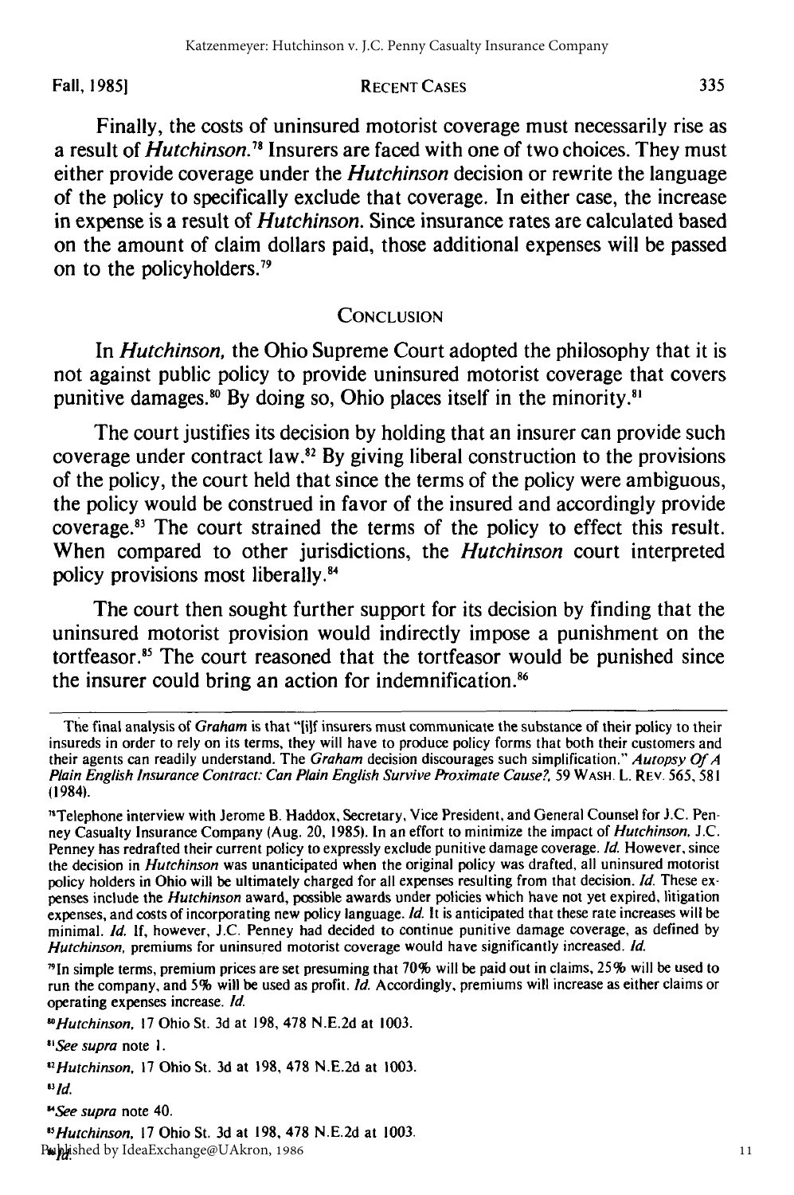Finally, the costs of uninsured motorist coverage must necessarily rise as a result of *Hutchinson*.[78] Insurers are faced with one of two choices. They must either provide coverage under the *Hutchinson* decision or rewrite the language of the policy to specifically exclude that coverage. In either case, the increase in expense is a result of *Hutchinson*. Since insurance rates are calculated based on the amount of claim dollars paid, those additional expenses will be passed on to the policyholders.[79]

## CONCLUSION

In *Hutchinson*, the Ohio Supreme Court adopted the philosophy that it is not against public policy to provide uninsured motorist coverage that covers punitive damages.[80] By doing so, Ohio places itself in the minority.[81]

The court justifies its decision by holding that an insurer can provide such coverage under contract law.[82] By giving liberal construction to the provisions of the policy, the court held that since the terms of the policy were ambiguous, the policy would be construed in favor of the insured and accordingly provide coverage.[83] The court strained the terms of the policy to effect this result. When compared to other jurisdictions, the *Hutchinson* court interpreted policy provisions most liberally.[84]

The court then sought further support for its decision by finding that the uninsured motorist provision would indirectly impose a punishment on the tortfeasor.[85] The court reasoned that the tortfeasor would be punished since the insurer could bring an action for indemnification.[86]

---

The final analysis of *Graham* is that "[i]f insurers must communicate the substance of their policy to their insureds in order to rely on its terms, they will have to produce policy forms that both their customers and their agents can readily understand. The *Graham* decision discourages such simplification." *Autopsy Of A Plain English Insurance Contract: Can Plain English Survive Proximate Cause?*, 59 WASH. L. REV. 565, 581 (1984).

[78] Telephone interview with Jerome B. Haddox, Secretary, Vice President, and General Counsel for J.C. Penney Casualty Insurance Company (Aug. 20, 1985). In an effort to minimize the impact of *Hutchinson*, J.C. Penney has redrafted their current policy to expressly exclude punitive damage coverage. *Id.* However, since the decision in *Hutchinson* was unanticipated when the original policy was drafted, all uninsured motorist policy holders in Ohio will be ultimately charged for all expenses resulting from that decision. *Id.* These expenses include the *Hutchinson* award, possible awards under policies which have not yet expired, litigation expenses, and costs of incorporating new policy language. *Id.* It is anticipated that these rate increases will be minimal. *Id.* If, however, J.C. Penney had decided to continue punitive damage coverage, as defined by *Hutchinson*, premiums for uninsured motorist coverage would have significantly increased. *Id.*

[79] In simple terms, premium prices are set presuming that 70% will be paid out in claims, 25% will be used to run the company, and 5% will be used as profit. *Id.* Accordingly, premiums will increase as either claims or operating expenses increase. *Id.*

[80] *Hutchinson*, 17 Ohio St. 3d at 198, 478 N.E.2d at 1003.

[81] *See supra* note 1.

[82] *Hutchinson*, 17 Ohio St. 3d at 198, 478 N.E.2d at 1003.

[83] *Id.*

[84] *See supra* note 40.

[85] *Hutchinson*, 17 Ohio St. 3d at 198, 478 N.E.2d at 1003.

[86] *Id.*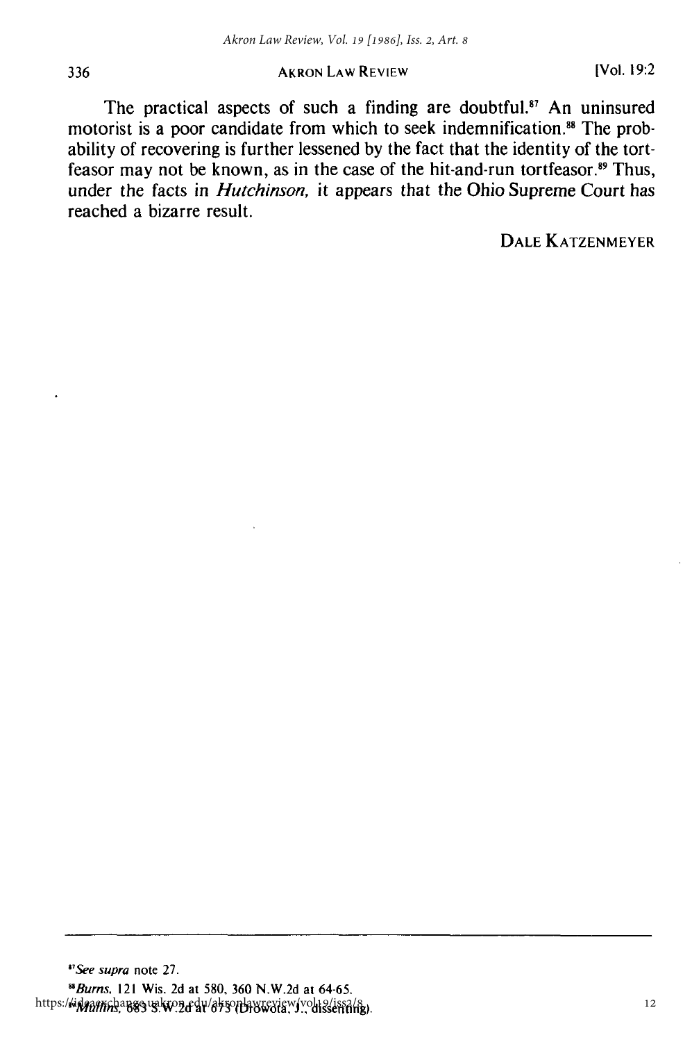The practical aspects of such a finding are doubtful.[87] An uninsured motorist is a poor candidate from which to seek indemnification.[88] The probability of recovering is further lessened by the fact that the identity of the tortfeasor may not be known, as in the case of the hit-and-run tortfeasor.[89] Thus, under the facts in *Hutchinson,* it appears that the Ohio Supreme Court has reached a bizarre result.

DALE KATZENMEYER

---

[87]*See supra* note 27.

[88]*Burns,* 121 Wis. 2d at 580, 360 N.W.2d at 64-65.

[89]*Mullins,* 683 S.W.2d at 675 (Drowota, J., dissenting).